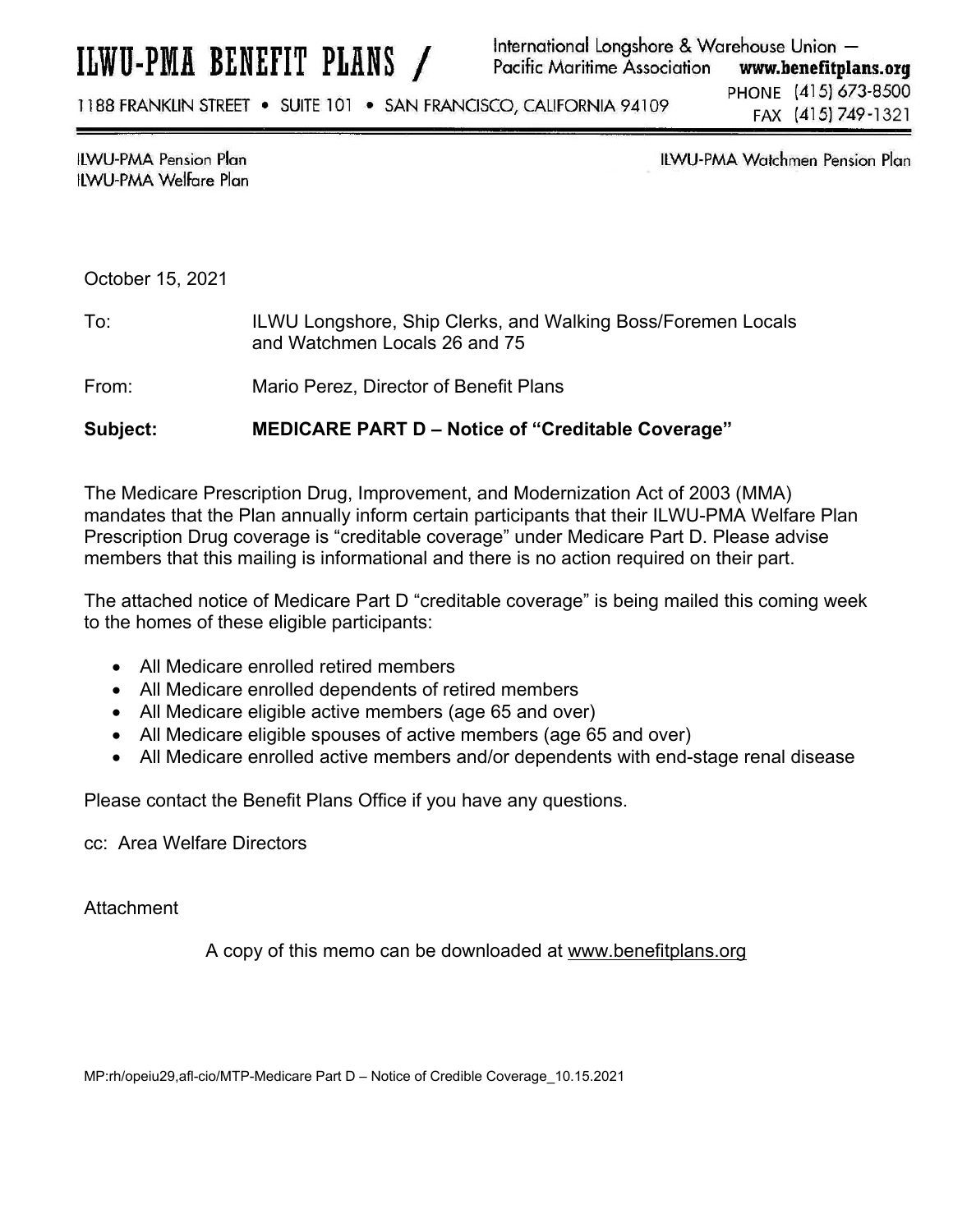# ILWU-PMA BENEFIT PLANS /

International Longshore & Warehouse Union — Pacific Maritime Association **www.benefitplans.org**

1188 FRANKLIN STREET • SUITE 101 • SAN FRANCISCO, CALIFORNIA 94109

PHONE (415) 673-8500
FAX (415) 749-1321

ILWU-PMA Pension Plan
ILWU-PMA Welfare Plan

ILWU-PMA Watchmen Pension Plan

October 15, 2021

To: ILWU Longshore, Ship Clerks, and Walking Boss/Foremen Locals and Watchmen Locals 26 and 75

From: Mario Perez, Director of Benefit Plans

**Subject: MEDICARE PART D – Notice of "Creditable Coverage"**

The Medicare Prescription Drug, Improvement, and Modernization Act of 2003 (MMA) mandates that the Plan annually inform certain participants that their ILWU-PMA Welfare Plan Prescription Drug coverage is "creditable coverage" under Medicare Part D. Please advise members that this mailing is informational and there is no action required on their part.

The attached notice of Medicare Part D "creditable coverage" is being mailed this coming week to the homes of these eligible participants:

- All Medicare enrolled retired members
- All Medicare enrolled dependents of retired members
- All Medicare eligible active members (age 65 and over)
- All Medicare eligible spouses of active members (age 65 and over)
- All Medicare enrolled active members and/or dependents with end-stage renal disease

Please contact the Benefit Plans Office if you have any questions.

cc: Area Welfare Directors

Attachment

A copy of this memo can be downloaded at www.benefitplans.org

MP:rh/opeiu29,afl-cio/MTP-Medicare Part D – Notice of Credible Coverage_10.15.2021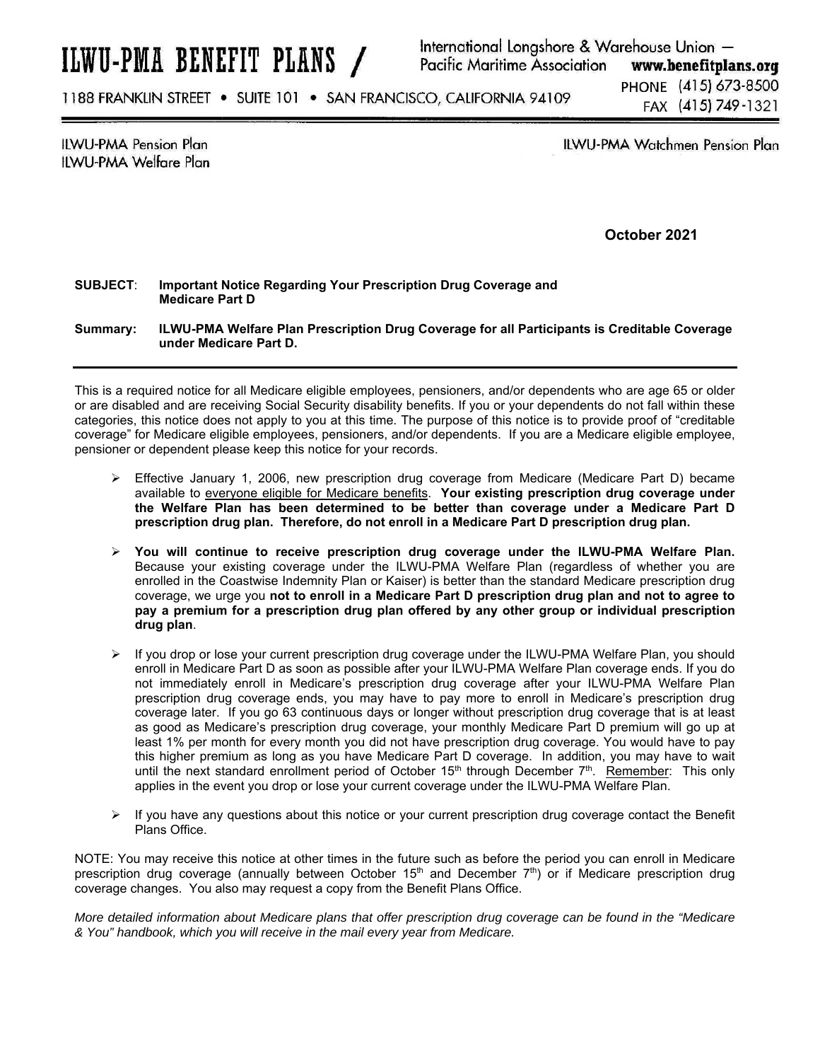# ILWU-PMA BENEFIT PLANS /

International Longshore & Warehouse Union — Pacific Maritime Association **www.benefitplans.org**

1188 FRANKLIN STREET • SUITE 101 • SAN FRANCISCO, CALIFORNIA 94109

PHONE (415) 673-8500
FAX (415) 749-1321

ILWU-PMA Pension Plan
ILWU-PMA Welfare Plan

ILWU-PMA Watchmen Pension Plan

**October 2021**

**SUBJECT**: **Important Notice Regarding Your Prescription Drug Coverage and Medicare Part D**

**Summary: ILWU-PMA Welfare Plan Prescription Drug Coverage for all Participants is Creditable Coverage under Medicare Part D.**

---

This is a required notice for all Medicare eligible employees, pensioners, and/or dependents who are age 65 or older or are disabled and are receiving Social Security disability benefits. If you or your dependents do not fall within these categories, this notice does not apply to you at this time. The purpose of this notice is to provide proof of "creditable coverage" for Medicare eligible employees, pensioners, and/or dependents. If you are a Medicare eligible employee, pensioner or dependent please keep this notice for your records.

- Effective January 1, 2006, new prescription drug coverage from Medicare (Medicare Part D) became available to everyone eligible for Medicare benefits. **Your existing prescription drug coverage under the Welfare Plan has been determined to be better than coverage under a Medicare Part D prescription drug plan. Therefore, do not enroll in a Medicare Part D prescription drug plan.**

- **You will continue to receive prescription drug coverage under the ILWU-PMA Welfare Plan.** Because your existing coverage under the ILWU-PMA Welfare Plan (regardless of whether you are enrolled in the Coastwise Indemnity Plan or Kaiser) is better than the standard Medicare prescription drug coverage, we urge you **not to enroll in a Medicare Part D prescription drug plan and not to agree to pay a premium for a prescription drug plan offered by any other group or individual prescription drug plan**.

- If you drop or lose your current prescription drug coverage under the ILWU-PMA Welfare Plan, you should enroll in Medicare Part D as soon as possible after your ILWU-PMA Welfare Plan coverage ends. If you do not immediately enroll in Medicare's prescription drug coverage after your ILWU-PMA Welfare Plan prescription drug coverage ends, you may have to pay more to enroll in Medicare's prescription drug coverage later. If you go 63 continuous days or longer without prescription drug coverage that is at least as good as Medicare's prescription drug coverage, your monthly Medicare Part D premium will go up at least 1% per month for every month you did not have prescription drug coverage. You would have to pay this higher premium as long as you have Medicare Part D coverage. In addition, you may have to wait until the next standard enrollment period of October 15th through December 7th. Remember: This only applies in the event you drop or lose your current coverage under the ILWU-PMA Welfare Plan.

- If you have any questions about this notice or your current prescription drug coverage contact the Benefit Plans Office.

NOTE: You may receive this notice at other times in the future such as before the period you can enroll in Medicare prescription drug coverage (annually between October 15th and December 7th) or if Medicare prescription drug coverage changes. You also may request a copy from the Benefit Plans Office.

*More detailed information about Medicare plans that offer prescription drug coverage can be found in the "Medicare & You" handbook, which you will receive in the mail every year from Medicare.*